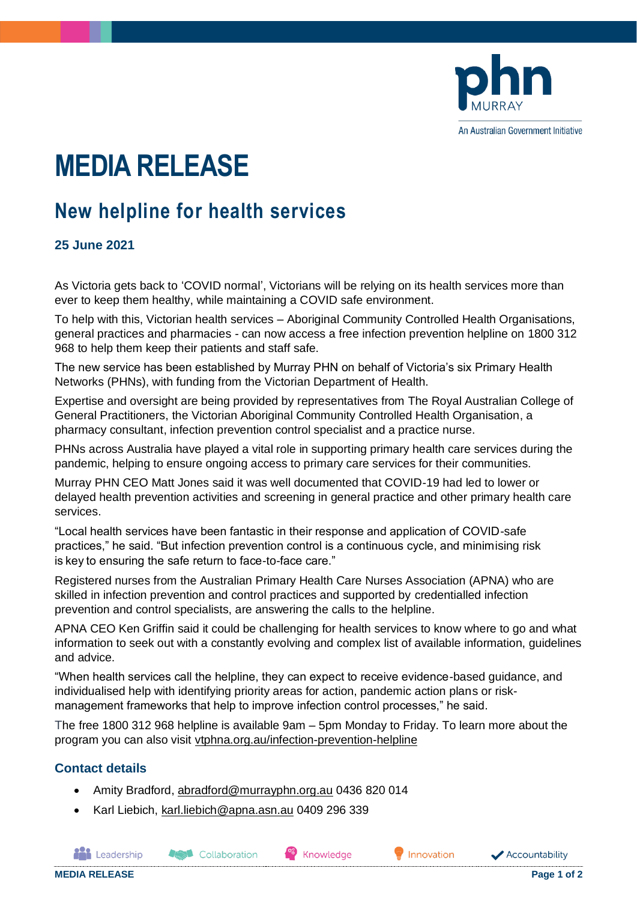# MEDIA RELEASE

## New helpline for health services

**25 June 2021**

As Victoria gets back to 'COVID normal', Victorians will be relying on its health services more than ever to keep them healthy, while maintaining a COVID safe environment.

To help with this, Victorian health services – Aboriginal Community Controlled Health Organisations, general practices and pharmacies - can now access a free infection prevention helpline on 1800 312 968 to help them keep their patients and staff safe.

The new service has been established by Murray PHN on behalf of Victoria's six Primary Health Networks (PHNs), with funding from the Victorian Department of Health.

Expertise and oversight are being provided by representatives from The Royal Australian College of General Practitioners, the Victorian Aboriginal Community Controlled Health Organisation, a pharmacy consultant, infection prevention control specialist and a practice nurse.

PHNs across Australia have played a vital role in supporting primary health care services during the pandemic, helping to ensure ongoing access to primary care services for their communities.

Murray PHN CEO Matt Jones said it was well documented that COVID-19 had led to lower or delayed health prevention activities and screening in general practice and other primary health care services.

"Local health services have been fantastic in their response and application of COVID-safe practices," he said. "But infection prevention control is a continuous cycle, and minimising risk is key to ensuring the safe return to face-to-face care."

Registered nurses from the Australian Primary Health Care Nurses Association (APNA) who are skilled in infection prevention and control practices and supported by credentialled infection prevention and control specialists, are answering the calls to the helpline.

APNA CEO Ken Griffin said it could be challenging for health services to know where to go and what information to seek out with a constantly evolving and complex list of available information, guidelines and advice.

"When health services call the helpline, they can expect to receive evidence-based guidance, and individualised help with identifying priority areas for action, pandemic action plans or risk-management frameworks that help to improve infection control processes," he said.

The free 1800 312 968 helpline is available 9am – 5pm Monday to Friday. To learn more about the program you can also visit vtphna.org.au/infection-prevention-helpline

### Contact details

- Amity Bradford, abradford@murrayphn.org.au 0436 820 014
- Karl Liebich, karl.liebich@apna.asn.au 0409 296 339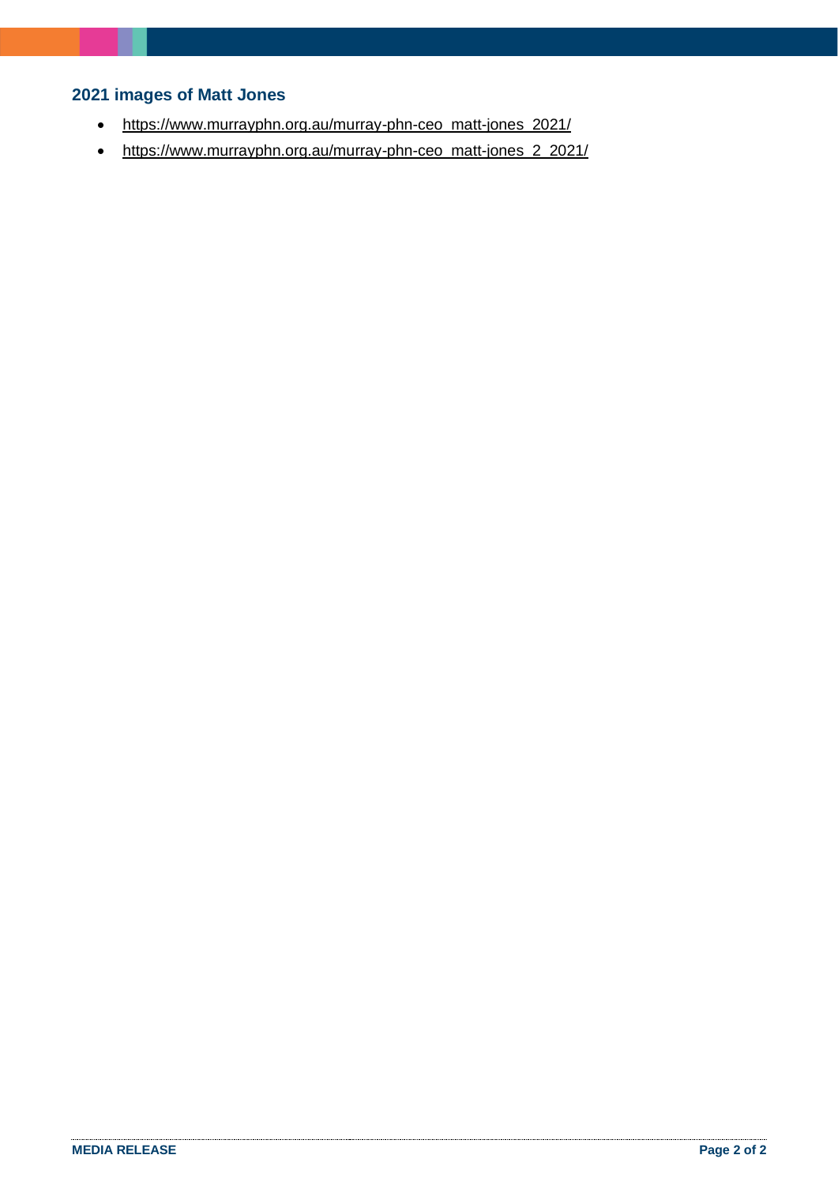## 2021 images of Matt Jones

- https://www.murrayphn.org.au/murray-phn-ceo_matt-jones_2021/
- https://www.murrayphn.org.au/murray-phn-ceo_matt-jones_2_2021/